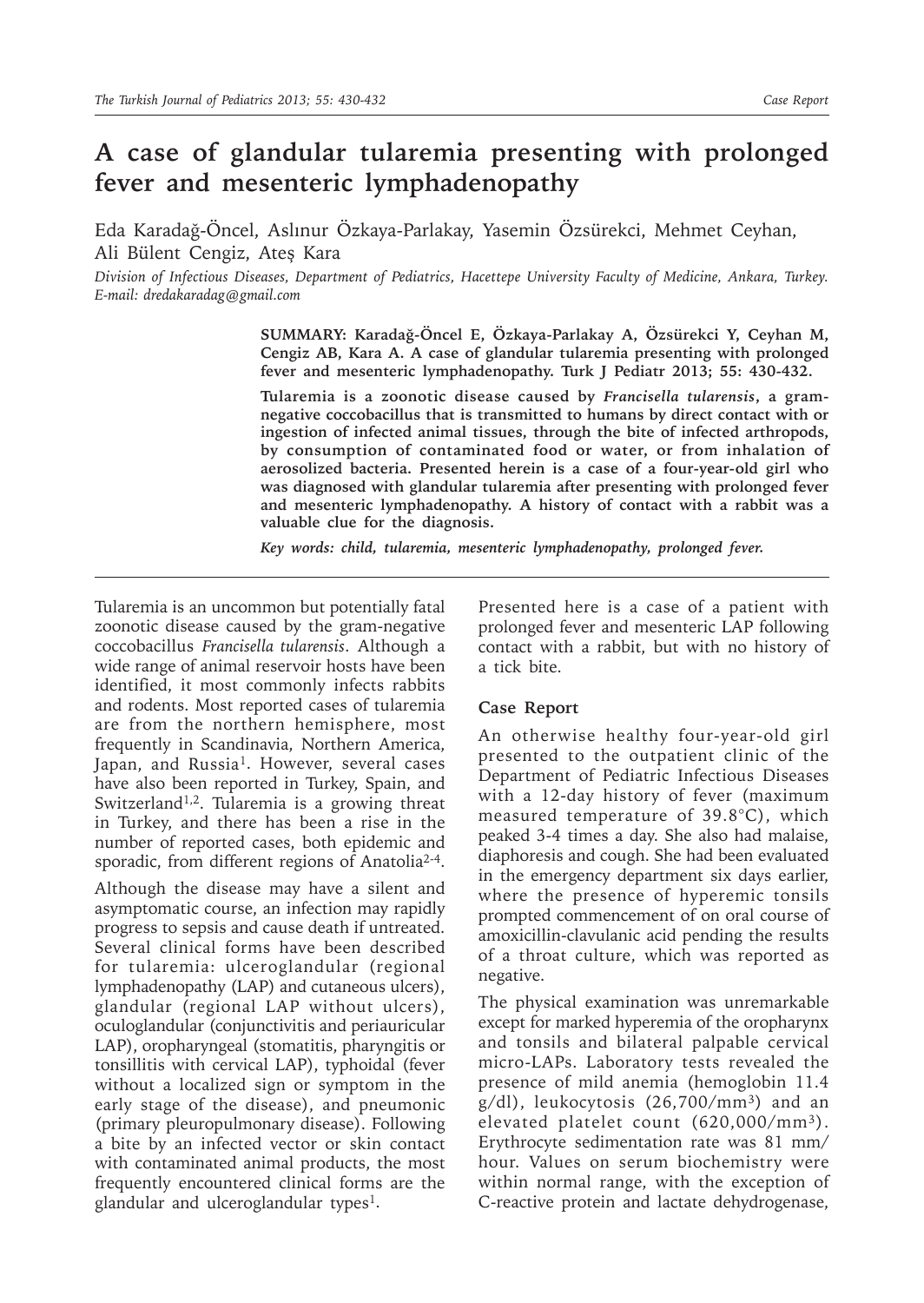# A case of glandular tularemia presenting with prolonged fever and mesenteric lymphadenopathy

Eda Karadağ-Öncel, Aslınur Özkaya-Parlakay, Yasemin Özsürekci, Mehmet Ceyhan, Ali Bülent Cengiz, Ateş Kara

*Division of Infectious Diseases, Department of Pediatrics, Hacettepe University Faculty of Medicine, Ankara, Turkey. E-mail: dredakaradag@gmail.com*

**SUMMARY: Karadağ-Öncel E, Özkaya-Parlakay A, Özsürekci Y, Ceyhan M, Cengiz AB, Kara A. A case of glandular tularemia presenting with prolonged fever and mesenteric lymphadenopathy. Turk J Pediatr 2013; 55: 430-432.**

**Tularemia is a zoonotic disease caused by *Francisella tularensis*, a gram-negative coccobacillus that is transmitted to humans by direct contact with or ingestion of infected animal tissues, through the bite of infected arthropods, by consumption of contaminated food or water, or from inhalation of aerosolized bacteria. Presented herein is a case of a four-year-old girl who was diagnosed with glandular tularemia after presenting with prolonged fever and mesenteric lymphadenopathy. A history of contact with a rabbit was a valuable clue for the diagnosis.**

***Key words: child, tularemia, mesenteric lymphadenopathy, prolonged fever.***

---

Tularemia is an uncommon but potentially fatal zoonotic disease caused by the gram-negative coccobacillus *Francisella tularensis*. Although a wide range of animal reservoir hosts have been identified, it most commonly infects rabbits and rodents. Most reported cases of tularemia are from the northern hemisphere, most frequently in Scandinavia, Northern America, Japan, and Russia[1]. However, several cases have also been reported in Turkey, Spain, and Switzerland[1,2]. Tularemia is a growing threat in Turkey, and there has been a rise in the number of reported cases, both epidemic and sporadic, from different regions of Anatolia[2-4].

Although the disease may have a silent and asymptomatic course, an infection may rapidly progress to sepsis and cause death if untreated. Several clinical forms have been described for tularemia: ulceroglandular (regional lymphadenopathy (LAP) and cutaneous ulcers), glandular (regional LAP without ulcers), oculoglandular (conjunctivitis and periauricular LAP), oropharyngeal (stomatitis, pharyngitis or tonsillitis with cervical LAP), typhoidal (fever without a localized sign or symptom in the early stage of the disease), and pneumonic (primary pleuropulmonary disease). Following a bite by an infected vector or skin contact with contaminated animal products, the most frequently encountered clinical forms are the glandular and ulceroglandular types[1].

Presented here is a case of a patient with prolonged fever and mesenteric LAP following contact with a rabbit, but with no history of a tick bite.

## Case Report

An otherwise healthy four-year-old girl presented to the outpatient clinic of the Department of Pediatric Infectious Diseases with a 12-day history of fever (maximum measured temperature of 39.8°C), which peaked 3-4 times a day. She also had malaise, diaphoresis and cough. She had been evaluated in the emergency department six days earlier, where the presence of hyperemic tonsils prompted commencement of on oral course of amoxicillin-clavulanic acid pending the results of a throat culture, which was reported as negative.

The physical examination was unremarkable except for marked hyperemia of the oropharynx and tonsils and bilateral palpable cervical micro-LAPs. Laboratory tests revealed the presence of mild anemia (hemoglobin 11.4 g/dl), leukocytosis (26,700/mm$^3$) and an elevated platelet count (620,000/mm$^3$). Erythrocyte sedimentation rate was 81 mm/hour. Values on serum biochemistry were within normal range, with the exception of C-reactive protein and lactate dehydrogenase,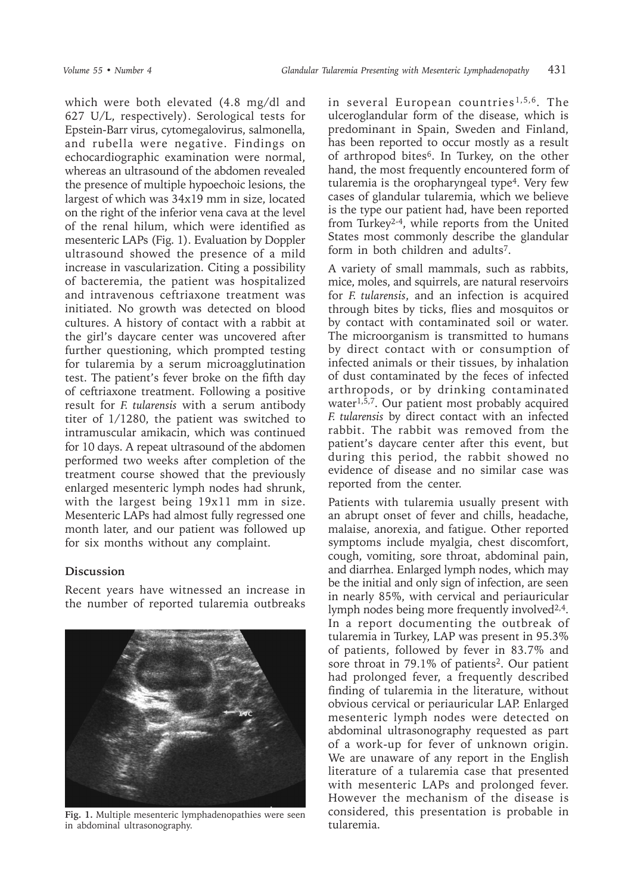which were both elevated (4.8 mg/dl and 627 U/L, respectively). Serological tests for Epstein-Barr virus, cytomegalovirus, salmonella, and rubella were negative. Findings on echocardiographic examination were normal, whereas an ultrasound of the abdomen revealed the presence of multiple hypoechoic lesions, the largest of which was 34x19 mm in size, located on the right of the inferior vena cava at the level of the renal hilum, which were identified as mesenteric LAPs (Fig. 1). Evaluation by Doppler ultrasound showed the presence of a mild increase in vascularization. Citing a possibility of bacteremia, the patient was hospitalized and intravenous ceftriaxone treatment was initiated. No growth was detected on blood cultures. A history of contact with a rabbit at the girl's daycare center was uncovered after further questioning, which prompted testing for tularemia by a serum microagglutination test. The patient's fever broke on the fifth day of ceftriaxone treatment. Following a positive result for *F. tularensis* with a serum antibody titer of 1/1280, the patient was switched to intramuscular amikacin, which was continued for 10 days. A repeat ultrasound of the abdomen performed two weeks after completion of the treatment course showed that the previously enlarged mesenteric lymph nodes had shrunk, with the largest being 19x11 mm in size. Mesenteric LAPs had almost fully regressed one month later, and our patient was followed up for six months without any complaint.

## Discussion

Recent years have witnessed an increase in the number of reported tularemia outbreaks in several European countries[1,5,6]. The ulceroglandular form of the disease, which is predominant in Spain, Sweden and Finland, has been reported to occur mostly as a result of arthropod bites[6]. In Turkey, on the other hand, the most frequently encountered form of tularemia is the oropharyngeal type[4]. Very few cases of glandular tularemia, which we believe is the type our patient had, have been reported from Turkey[2-4], while reports from the United States most commonly describe the glandular form in both children and adults[7].

A variety of small mammals, such as rabbits, mice, moles, and squirrels, are natural reservoirs for *F. tularensis*, and an infection is acquired through bites by ticks, flies and mosquitos or by contact with contaminated soil or water. The microorganism is transmitted to humans by direct contact with or consumption of infected animals or their tissues, by inhalation of dust contaminated by the feces of infected arthropods, or by drinking contaminated water[1,5,7]. Our patient most probably acquired *F. tularensis* by direct contact with an infected rabbit. The rabbit was removed from the patient's daycare center after this event, but during this period, the rabbit showed no evidence of disease and no similar case was reported from the center.

Patients with tularemia usually present with an abrupt onset of fever and chills, headache, malaise, anorexia, and fatigue. Other reported symptoms include myalgia, chest discomfort, cough, vomiting, sore throat, abdominal pain, and diarrhea. Enlarged lymph nodes, which may be the initial and only sign of infection, are seen in nearly 85%, with cervical and periauricular lymph nodes being more frequently involved[2,4]. In a report documenting the outbreak of tularemia in Turkey, LAP was present in 95.3% of patients, followed by fever in 83.7% and sore throat in 79.1% of patients[2]. Our patient had prolonged fever, a frequently described finding of tularemia in the literature, without obvious cervical or periauricular LAP. Enlarged mesenteric lymph nodes were detected on abdominal ultrasonography requested as part of a work-up for fever of unknown origin. We are unaware of any report in the English literature of a tularemia case that presented with mesenteric LAPs and prolonged fever. However the mechanism of the disease is considered, this presentation is probable in tularemia.

**Fig. 1.** Multiple mesenteric lymphadenopathies were seen in abdominal ultrasonography.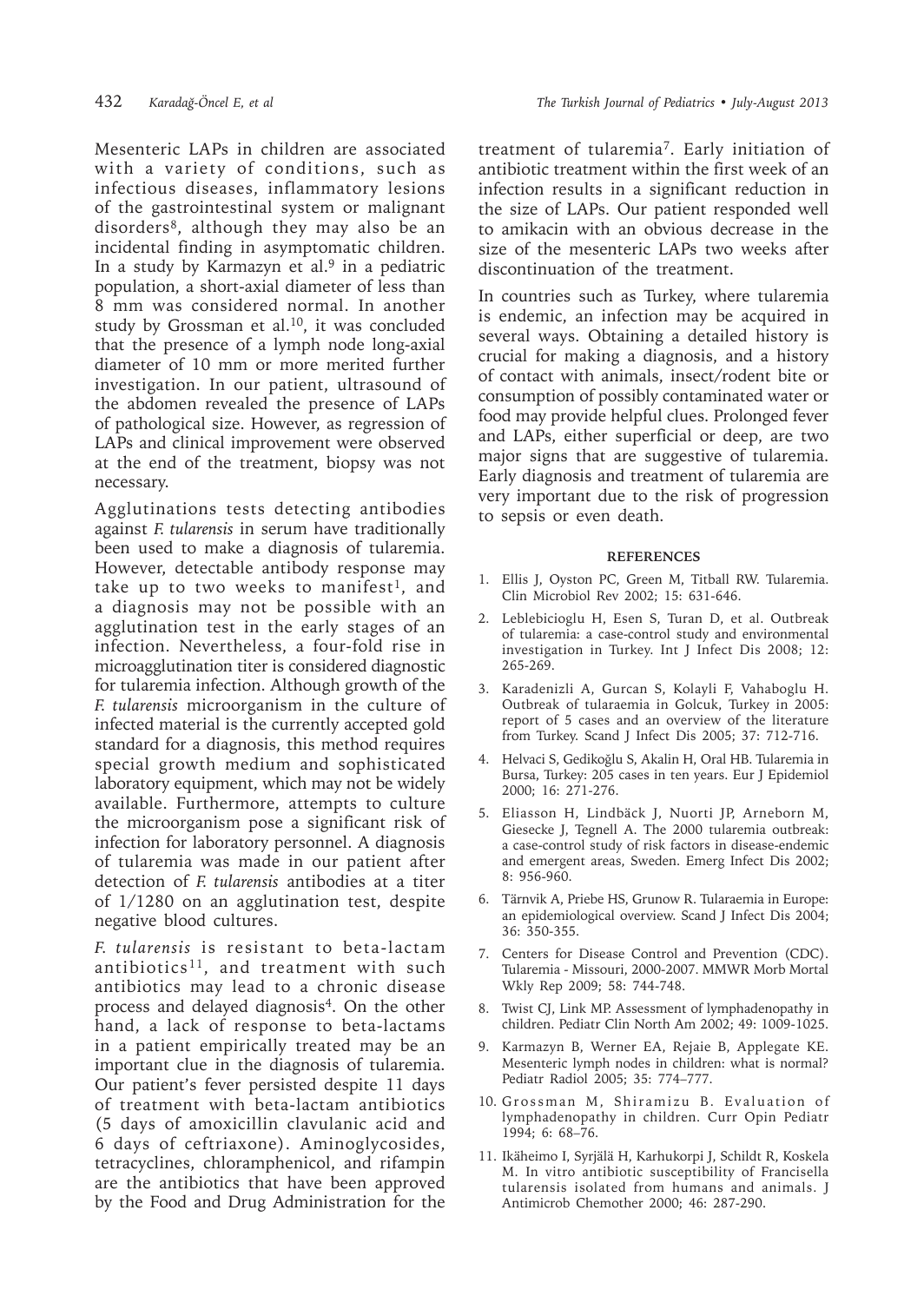Mesenteric LAPs in children are associated with a variety of conditions, such as infectious diseases, inflammatory lesions of the gastrointestinal system or malignant disorders[8], although they may also be an incidental finding in asymptomatic children. In a study by Karmazyn et al.[9] in a pediatric population, a short-axial diameter of less than 8 mm was considered normal. In another study by Grossman et al.[10], it was concluded that the presence of a lymph node long-axial diameter of 10 mm or more merited further investigation. In our patient, ultrasound of the abdomen revealed the presence of LAPs of pathological size. However, as regression of LAPs and clinical improvement were observed at the end of the treatment, biopsy was not necessary.

Agglutinations tests detecting antibodies against *F. tularensis* in serum have traditionally been used to make a diagnosis of tularemia. However, detectable antibody response may take up to two weeks to manifest[1], and a diagnosis may not be possible with an agglutination test in the early stages of an infection. Nevertheless, a four-fold rise in microagglutination titer is considered diagnostic for tularemia infection. Although growth of the *F. tularensis* microorganism in the culture of infected material is the currently accepted gold standard for a diagnosis, this method requires special growth medium and sophisticated laboratory equipment, which may not be widely available. Furthermore, attempts to culture the microorganism pose a significant risk of infection for laboratory personnel. A diagnosis of tularemia was made in our patient after detection of *F. tularensis* antibodies at a titer of 1/1280 on an agglutination test, despite negative blood cultures.

*F. tularensis* is resistant to beta-lactam antibiotics[11], and treatment with such antibiotics may lead to a chronic disease process and delayed diagnosis[4]. On the other hand, a lack of response to beta-lactams in a patient empirically treated may be an important clue in the diagnosis of tularemia. Our patient's fever persisted despite 11 days of treatment with beta-lactam antibiotics (5 days of amoxicillin clavulanic acid and 6 days of ceftriaxone). Aminoglycosides, tetracyclines, chloramphenicol, and rifampin are the antibiotics that have been approved by the Food and Drug Administration for the treatment of tularemia[7]. Early initiation of antibiotic treatment within the first week of an infection results in a significant reduction in the size of LAPs. Our patient responded well to amikacin with an obvious decrease in the size of the mesenteric LAPs two weeks after discontinuation of the treatment.

In countries such as Turkey, where tularemia is endemic, an infection may be acquired in several ways. Obtaining a detailed history is crucial for making a diagnosis, and a history of contact with animals, insect/rodent bite or consumption of possibly contaminated water or food may provide helpful clues. Prolonged fever and LAPs, either superficial or deep, are two major signs that are suggestive of tularemia. Early diagnosis and treatment of tularemia are very important due to the risk of progression to sepsis or even death.

## REFERENCES

1. Ellis J, Oyston PC, Green M, Titball RW. Tularemia. Clin Microbiol Rev 2002; 15: 631-646.
2. Leblebicioglu H, Esen S, Turan D, et al. Outbreak of tularemia: a case-control study and environmental investigation in Turkey. Int J Infect Dis 2008; 12: 265-269.
3. Karadenizli A, Gurcan S, Kolayli F, Vahaboglu H. Outbreak of tularaemia in Golcuk, Turkey in 2005: report of 5 cases and an overview of the literature from Turkey. Scand J Infect Dis 2005; 37: 712-716.
4. Helvaci S, Gedikoğlu S, Akalin H, Oral HB. Tularemia in Bursa, Turkey: 205 cases in ten years. Eur J Epidemiol 2000; 16: 271-276.
5. Eliasson H, Lindbäck J, Nuorti JP, Arneborn M, Giesecke J, Tegnell A. The 2000 tularemia outbreak: a case-control study of risk factors in disease-endemic and emergent areas, Sweden. Emerg Infect Dis 2002; 8: 956-960.
6. Tärnvik A, Priebe HS, Grunow R. Tularaemia in Europe: an epidemiological overview. Scand J Infect Dis 2004; 36: 350-355.
7. Centers for Disease Control and Prevention (CDC). Tularemia - Missouri, 2000-2007. MMWR Morb Mortal Wkly Rep 2009; 58: 744-748.
8. Twist CJ, Link MP. Assessment of lymphadenopathy in children. Pediatr Clin North Am 2002; 49: 1009-1025.
9. Karmazyn B, Werner EA, Rejaie B, Applegate KE. Mesenteric lymph nodes in children: what is normal? Pediatr Radiol 2005; 35: 774–777.
10. Grossman M, Shiramizu B. Evaluation of lymphadenopathy in children. Curr Opin Pediatr 1994; 6: 68–76.
11. Ikäheimo I, Syrjälä H, Karhukorpi J, Schildt R, Koskela M. In vitro antibiotic susceptibility of Francisella tularensis isolated from humans and animals. J Antimicrob Chemother 2000; 46: 287-290.